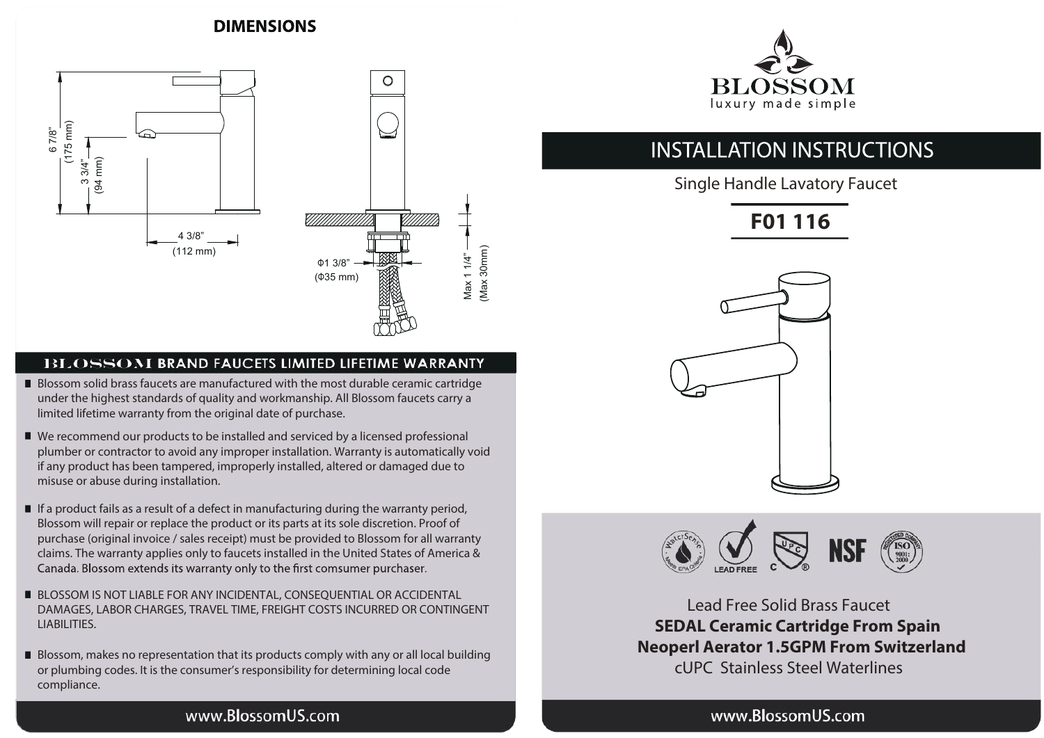## DIMENSIONS

6 7/8" (175 mm)

3 3/4" (94 mm)

4 3/8" (112 mm)

Φ1 3/8" (Φ35 mm)

Max 1 1/4" (Max 30mm)

## BLOSSOM BRAND FAUCETS LIMITED LIFETIME WARRANTY

- Blossom solid brass faucets are manufactured with the most durable ceramic cartridge under the highest standards of quality and workmanship. All Blossom faucets carry a limited lifetime warranty from the original date of purchase.
- We recommend our products to be installed and serviced by a licensed professional plumber or contractor to avoid any improper installation. Warranty is automatically void if any product has been tampered, improperly installed, altered or damaged due to misuse or abuse during installation.
- If a product fails as a result of a defect in manufacturing during the warranty period, Blossom will repair or replace the product or its parts at its sole discretion. Proof of purchase (original invoice / sales receipt) must be provided to Blossom for all warranty claims. The warranty applies only to faucets installed in the United States of America & Canada. Blossom extends its warranty only to the first comsumer purchaser.
- BLOSSOM IS NOT LIABLE FOR ANY INCIDENTAL, CONSEQUENTIAL OR ACCIDENTAL DAMAGES, LABOR CHARGES, TRAVEL TIME, FREIGHT COSTS INCURRED OR CONTINGENT LIABILITIES.
- Blossom, makes no representation that its products comply with any or all local building or plumbing codes. It is the consumer's responsibility for determining local code compliance.

www.BlossomUS.com

BLOSSOM
luxury made simple

# INSTALLATION INSTRUCTIONS

Single Handle Lavatory Faucet

## F01 116

WaterSense · LEAD FREE · cUPC · NSF · ISO 9001:2000

Lead Free Solid Brass Faucet
**SEDAL Ceramic Cartridge From Spain**
**Neoperl Aerator 1.5GPM From Switzerland**
cUPC Stainless Steel Waterlines

www.BlossomUS.com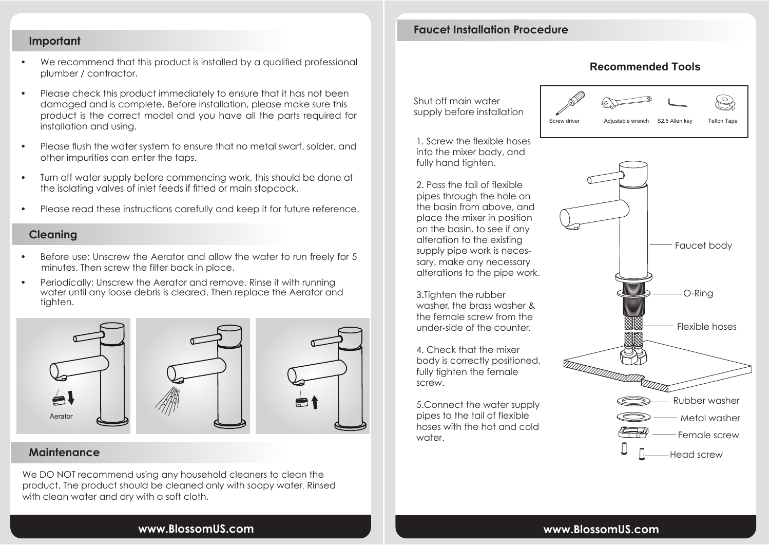## Important

- We recommend that this product is installed by a qualified professional plumber / contractor.
- Please check this product immediately to ensure that it has not been damaged and is complete. Before installation, please make sure this product is the correct model and you have all the parts required for installation and using.
- Please flush the water system to ensure that no metal swarf, solder, and other impurities can enter the taps.
- Turn off water supply before commencing work, this should be done at the isolating valves of inlet feeds if fitted or main stopcock.
- Please read these instructions carefully and keep it for future reference.

## Cleaning

- Before use: Unscrew the Aerator and allow the water to run freely for 5 minutes. Then screw the filter back in place.
- Periodically: Unscrew the Aerator and remove. Rinse it with running water until any loose debris is cleared. Then replace the Aerator and tighten.

Aerator

## Maintenance

We DO NOT recommend using any household cleaners to clean the product. The product should be cleaned only with soapy water. Rinsed with clean water and dry with a soft cloth.

## Faucet Installation Procedure

### Recommended Tools

Screw driver
Adjustable wrench
S2.5 Allen key
Teflon Tape

Shut off main water supply before installation

1. Screw the flexible hoses into the mixer body, and fully hand tighten.

2. Pass the tail of flexible pipes through the hole on the basin from above, and place the mixer in position on the basin, to see if any alteration to the existing supply pipe work is necessary, make any necessary alterations to the pipe work.

3. Tighten the rubber washer, the brass washer & the female screw from the under-side of the counter.

4. Check that the mixer body is correctly positioned, fully tighten the female screw.

5. Connect the water supply pipes to the tail of flexible hoses with the hot and cold water.

Faucet body
O-Ring
Flexible hoses
Rubber washer
Metal washer
Female screw
Head screw